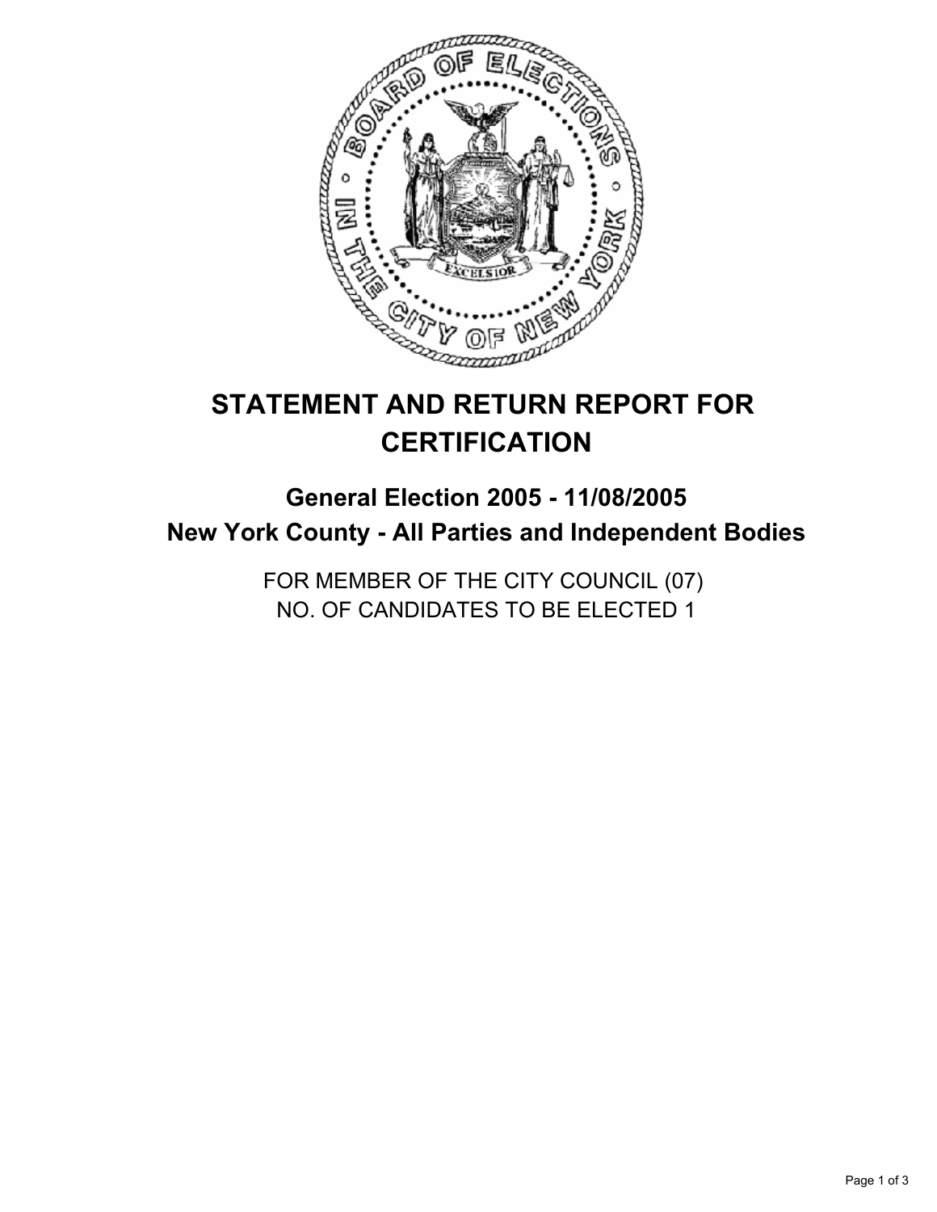# STATEMENT AND RETURN REPORT FOR CERTIFICATION

## General Election 2005 - 11/08/2005

## New York County - All Parties and Independent Bodies

FOR MEMBER OF THE CITY COUNCIL (07)
NO. OF CANDIDATES TO BE ELECTED 1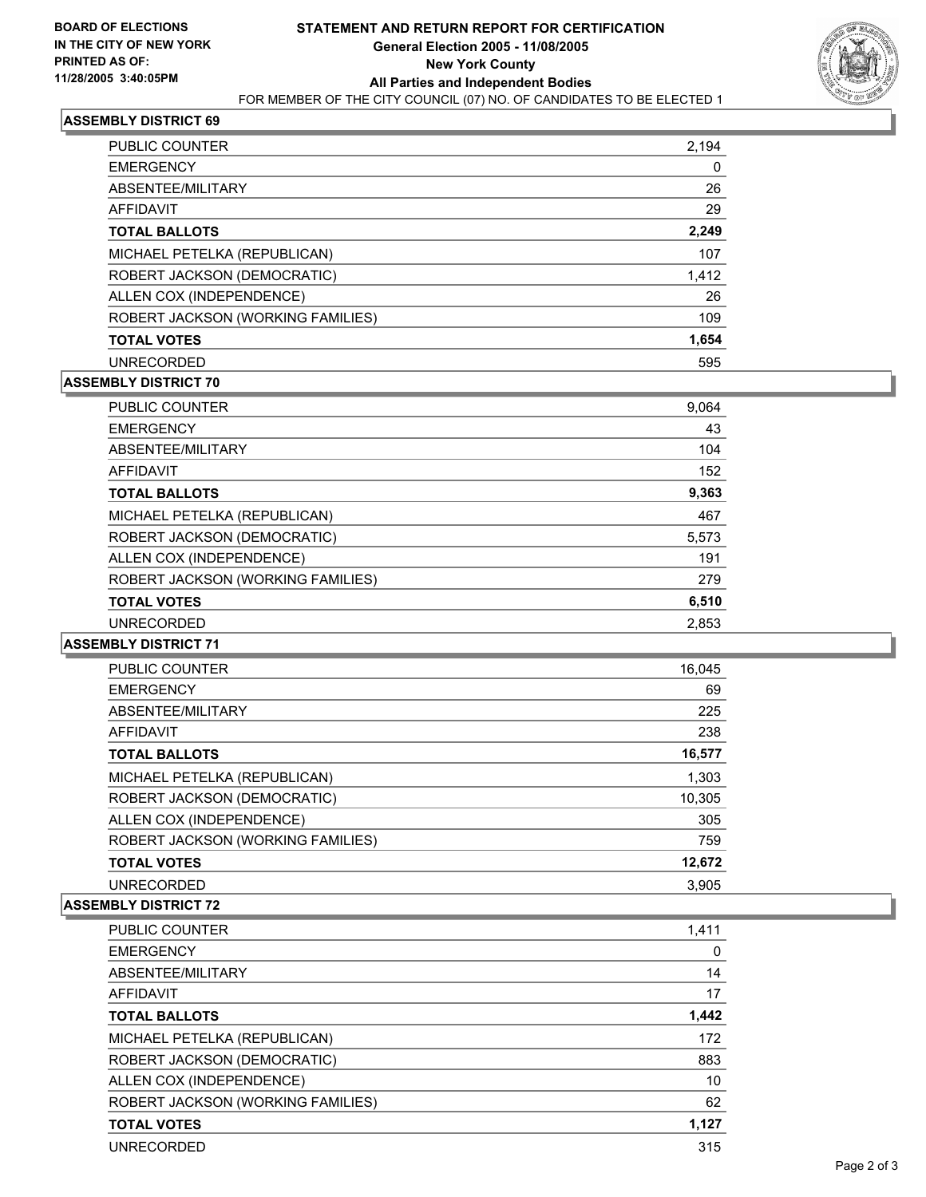**BOARD OF ELECTIONS IN THE CITY OF NEW YORK**
**PRINTED AS OF: 11/28/2005 3:40:05PM**

# STATEMENT AND RETURN REPORT FOR CERTIFICATION
## General Election 2005 - 11/08/2005
## New York County
## All Parties and Independent Bodies

FOR MEMBER OF THE CITY COUNCIL (07) NO. OF CANDIDATES TO BE ELECTED 1

### ASSEMBLY DISTRICT 69

| | |
|---|---|
| PUBLIC COUNTER | 2,194 |
| EMERGENCY | 0 |
| ABSENTEE/MILITARY | 26 |
| AFFIDAVIT | 29 |
| **TOTAL BALLOTS** | **2,249** |
| MICHAEL PETELKA (REPUBLICAN) | 107 |
| ROBERT JACKSON (DEMOCRATIC) | 1,412 |
| ALLEN COX (INDEPENDENCE) | 26 |
| ROBERT JACKSON (WORKING FAMILIES) | 109 |
| **TOTAL VOTES** | **1,654** |
| UNRECORDED | 595 |

### ASSEMBLY DISTRICT 70

| | |
|---|---|
| PUBLIC COUNTER | 9,064 |
| EMERGENCY | 43 |
| ABSENTEE/MILITARY | 104 |
| AFFIDAVIT | 152 |
| **TOTAL BALLOTS** | **9,363** |
| MICHAEL PETELKA (REPUBLICAN) | 467 |
| ROBERT JACKSON (DEMOCRATIC) | 5,573 |
| ALLEN COX (INDEPENDENCE) | 191 |
| ROBERT JACKSON (WORKING FAMILIES) | 279 |
| **TOTAL VOTES** | **6,510** |
| UNRECORDED | 2,853 |

### ASSEMBLY DISTRICT 71

| | |
|---|---|
| PUBLIC COUNTER | 16,045 |
| EMERGENCY | 69 |
| ABSENTEE/MILITARY | 225 |
| AFFIDAVIT | 238 |
| **TOTAL BALLOTS** | **16,577** |
| MICHAEL PETELKA (REPUBLICAN) | 1,303 |
| ROBERT JACKSON (DEMOCRATIC) | 10,305 |
| ALLEN COX (INDEPENDENCE) | 305 |
| ROBERT JACKSON (WORKING FAMILIES) | 759 |
| **TOTAL VOTES** | **12,672** |
| UNRECORDED | 3,905 |

### ASSEMBLY DISTRICT 72

| | |
|---|---|
| PUBLIC COUNTER | 1,411 |
| EMERGENCY | 0 |
| ABSENTEE/MILITARY | 14 |
| AFFIDAVIT | 17 |
| **TOTAL BALLOTS** | **1,442** |
| MICHAEL PETELKA (REPUBLICAN) | 172 |
| ROBERT JACKSON (DEMOCRATIC) | 883 |
| ALLEN COX (INDEPENDENCE) | 10 |
| ROBERT JACKSON (WORKING FAMILIES) | 62 |
| **TOTAL VOTES** | **1,127** |
| UNRECORDED | 315 |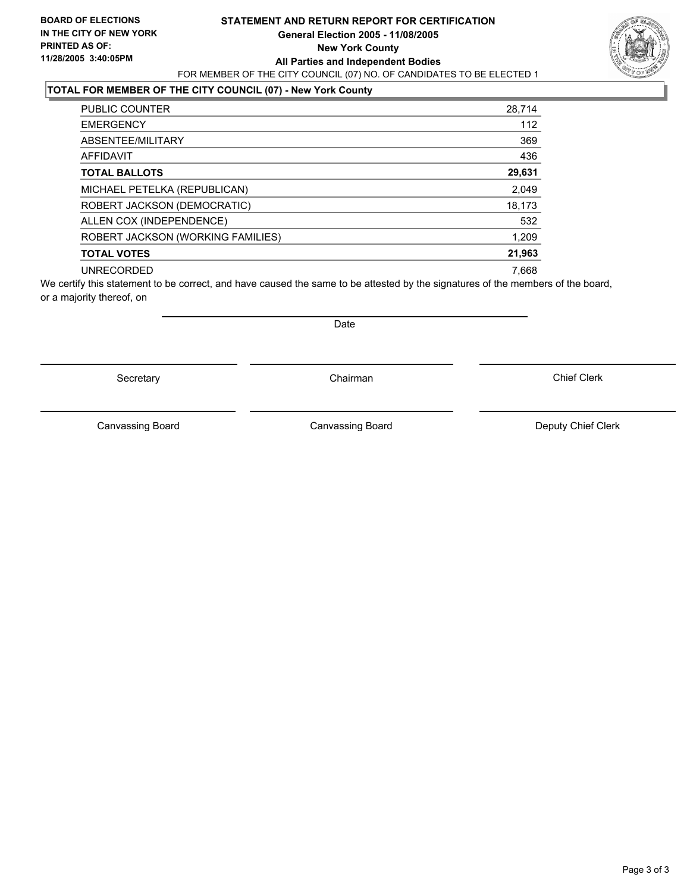**BOARD OF ELECTIONS**
**IN THE CITY OF NEW YORK**
**PRINTED AS OF:**
**11/28/2005 3:40:05PM**

# STATEMENT AND RETURN REPORT FOR CERTIFICATION

**General Election 2005 - 11/08/2005**

**New York County**

**All Parties and Independent Bodies**

FOR MEMBER OF THE CITY COUNCIL (07) NO. OF CANDIDATES TO BE ELECTED 1

## TOTAL FOR MEMBER OF THE CITY COUNCIL (07) - New York County

| | |
|---|---|
| PUBLIC COUNTER | 28,714 |
| EMERGENCY | 112 |
| ABSENTEE/MILITARY | 369 |
| AFFIDAVIT | 436 |
| **TOTAL BALLOTS** | **29,631** |
| MICHAEL PETELKA (REPUBLICAN) | 2,049 |
| ROBERT JACKSON (DEMOCRATIC) | 18,173 |
| ALLEN COX (INDEPENDENCE) | 532 |
| ROBERT JACKSON (WORKING FAMILIES) | 1,209 |
| **TOTAL VOTES** | **21,963** |
| UNRECORDED | 7,668 |

We certify this statement to be correct, and have caused the same to be attested by the signatures of the members of the board, or a majority thereof, on

Date

Secretary

Chairman

Chief Clerk

Canvassing Board

Canvassing Board

Deputy Chief Clerk